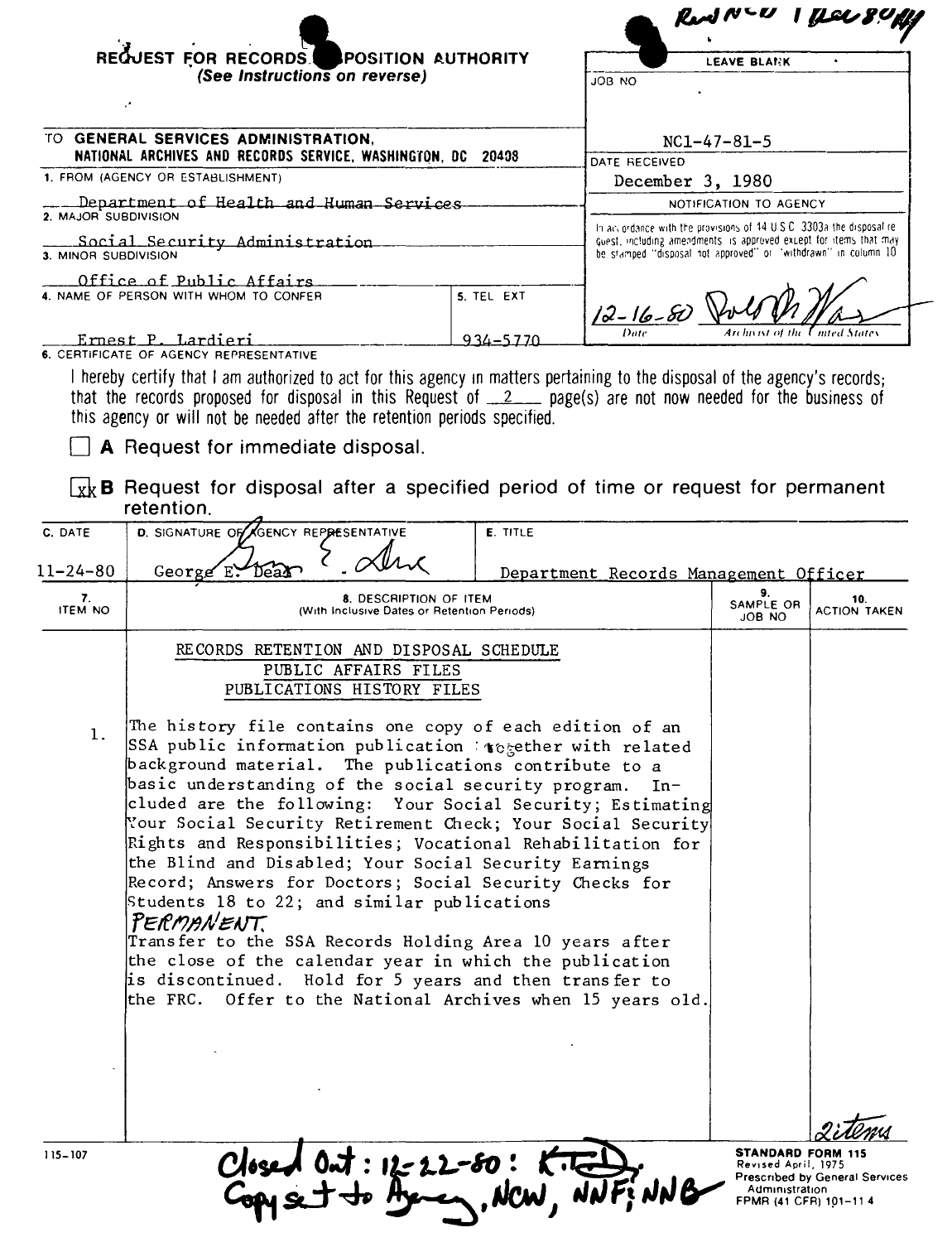Recd NCD 1 Dec 80

# REQUEST FOR RECORDS DISPOSITION AUTHORITY

*(See Instructions on reverse)*

| LEAVE BLANK |
|---|
| JOB NO |
| NC1-47-81-5 |
| DATE RECEIVED |
| December 3, 1980 |
| NOTIFICATION TO AGENCY |
| In accordance with the provisions of 44 U.S.C. 3303a the disposal request, including amendments, is approved except for items that may be stamped "disposal not approved" or "withdrawn" in column 10 |
| 12-16-80 (signature) — Date — Archivist of the United States |

TO **GENERAL SERVICES ADMINISTRATION, NATIONAL ARCHIVES AND RECORDS SERVICE, WASHINGTON, DC 20408**

1. FROM (AGENCY OR ESTABLISHMENT)
   Department of Health and Human Services
2. MAJOR SUBDIVISION
   Social Security Administration
3. MINOR SUBDIVISION
   Office of Public Affairs
4. NAME OF PERSON WITH WHOM TO CONFER
   Ernest P. Lardieri
5. TEL EXT
   934-5770

6. CERTIFICATE OF AGENCY REPRESENTATIVE

I hereby certify that I am authorized to act for this agency in matters pertaining to the disposal of the agency's records; that the records proposed for disposal in this Request of 2 page(s) are not now needed for the business of this agency or will not be needed after the retention periods specified.

☐ **A** Request for immediate disposal.

☒ **B** Request for disposal after a specified period of time or request for permanent retention.

| C. DATE | D. SIGNATURE OF AGENCY REPRESENTATIVE | E. TITLE |
|---|---|---|
| 11-24-80 | George E. Dear | Department Records Management Officer |

| 7. ITEM NO | 8. DESCRIPTION OF ITEM (With Inclusive Dates or Retention Periods) | 9. SAMPLE OR JOB NO | 10. ACTION TAKEN |
|---|---|---|---|
| | RECORDS RETENTION AND DISPOSAL SCHEDULE<br>PUBLIC AFFAIRS FILES<br>PUBLICATIONS HISTORY FILES | | |
| 1. | The history file contains one copy of each edition of an SSA public information publication together with related background material. The publications contribute to a basic understanding of the social security program. Included are the following: Your Social Security; Estimating Your Social Security Retirement Check; Your Social Security Rights and Responsibilities; Vocational Rehabilitation for the Blind and Disabled; Your Social Security Earnings Record; Answers for Doctors; Social Security Checks for Students 18 to 22; and similar publications<br>PERMANENT.<br>Transfer to the SSA Records Holding Area 10 years after the close of the calendar year in which the publication is discontinued. Hold for 5 years and then transfer to the FRC. Offer to the National Archives when 15 years old. | | |
| | | | 2 items |

115-107

Closed Out: 12-22-80: K.T.D.
Copy sent to Agency, NCW, NNF; NNB

**STANDARD FORM 115**
Revised April, 1975
Prescribed by General Services Administration
FPMR (41 CFR) 101-11.4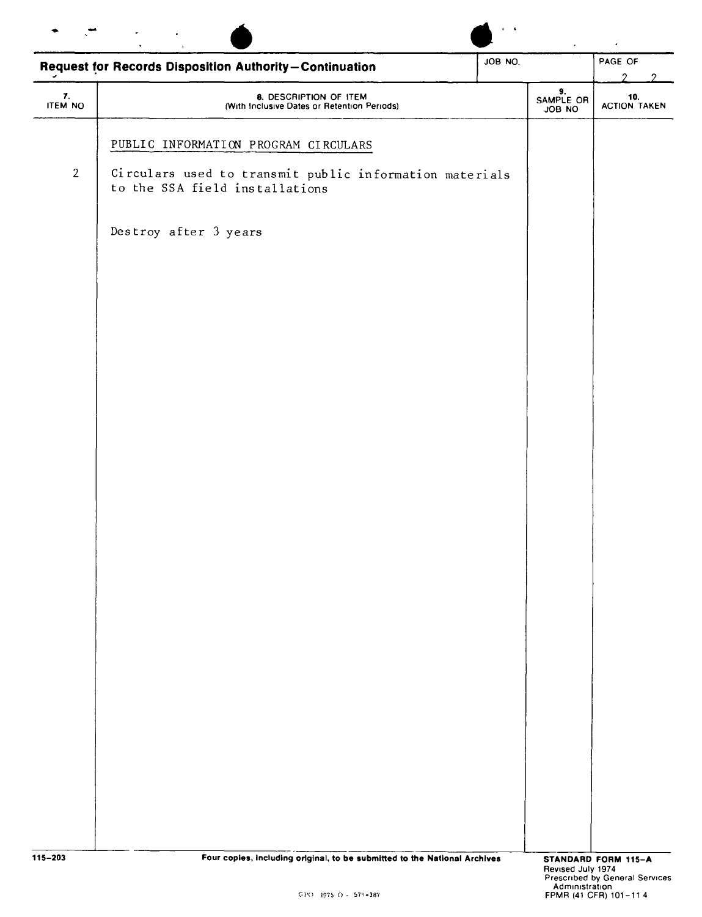**Request for Records Disposition Authority—Continuation**

| JOB NO. | PAGE OF |
|---|---|
| | 2 2 |

| 7. ITEM NO | 8. DESCRIPTION OF ITEM (With Inclusive Dates or Retention Periods) | 9. SAMPLE OR JOB NO | 10. ACTION TAKEN |
|---|---|---|---|
| | PUBLIC INFORMATION PROGRAM CIRCULARS | | |
| 2 | Circulars used to transmit public information materials to the SSA field installations<br><br>Destroy after 3 years | | |

115-203

Four copies, including original, to be submitted to the National Archives

**STANDARD FORM 115-A**
Revised July 1974
Prescribed by General Services Administration
FPMR (41 CFR) 101-11 4

GPO 1975 O - 579-387